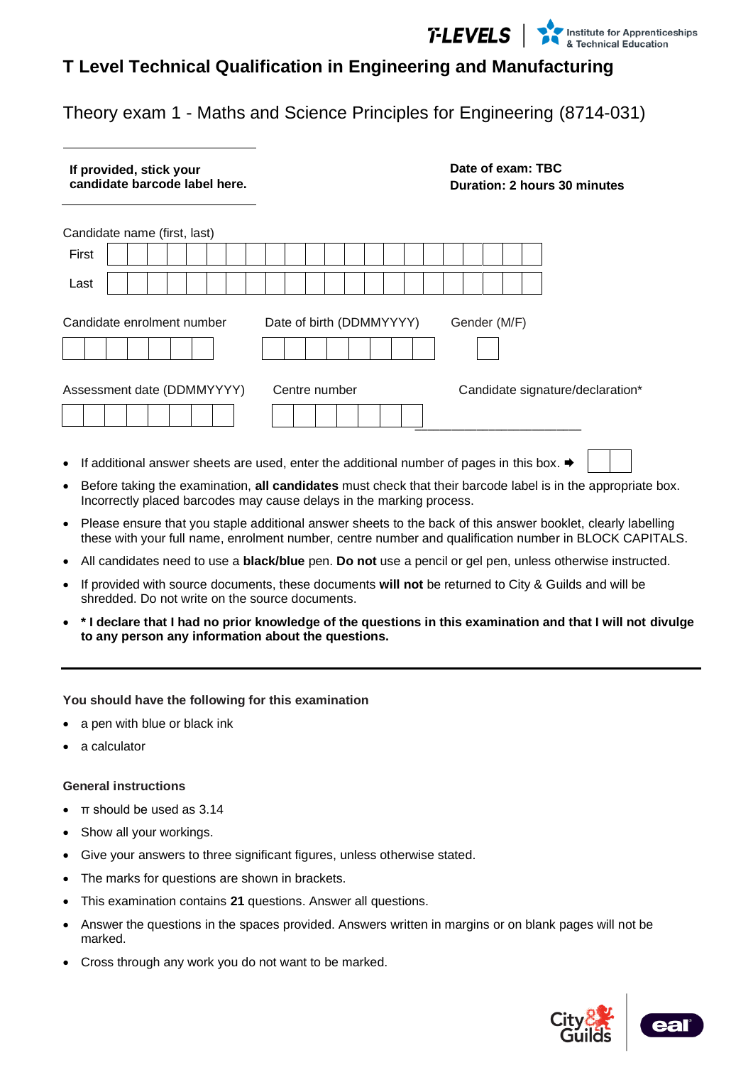# T Level Technical Qualification in Engineering and Manufacturing

## Theory exam 1 - Maths and Science Principles for Engineering (8714-031)

**If provided, stick your candidate barcode label here.**

**Date of exam: TBC**
**Duration: 2 hours 30 minutes**

Candidate name (first, last)

First

Last

Candidate enrolment number

Date of birth (DDMMYYYY)

Gender (M/F)

Assessment date (DDMMYYYY)

Centre number

Candidate signature/declaration*

- If additional answer sheets are used, enter the additional number of pages in this box. ➡
- Before taking the examination, **all candidates** must check that their barcode label is in the appropriate box. Incorrectly placed barcodes may cause delays in the marking process.
- Please ensure that you staple additional answer sheets to the back of this answer booklet, clearly labelling these with your full name, enrolment number, centre number and qualification number in BLOCK CAPITALS.
- All candidates need to use a **black/blue** pen. **Do not** use a pencil or gel pen, unless otherwise instructed.
- If provided with source documents, these documents **will not** be returned to City & Guilds and will be shredded. Do not write on the source documents.
- **\* I declare that I had no prior knowledge of the questions in this examination and that I will not divulge to any person any information about the questions.**

---

**You should have the following for this examination**

- a pen with blue or black ink
- a calculator

**General instructions**

- $\pi$ should be used as 3.14
- Show all your workings.
- Give your answers to three significant figures, unless otherwise stated.
- The marks for questions are shown in brackets.
- This examination contains **21** questions. Answer all questions.
- Answer the questions in the spaces provided. Answers written in margins or on blank pages will not be marked.
- Cross through any work you do not want to be marked.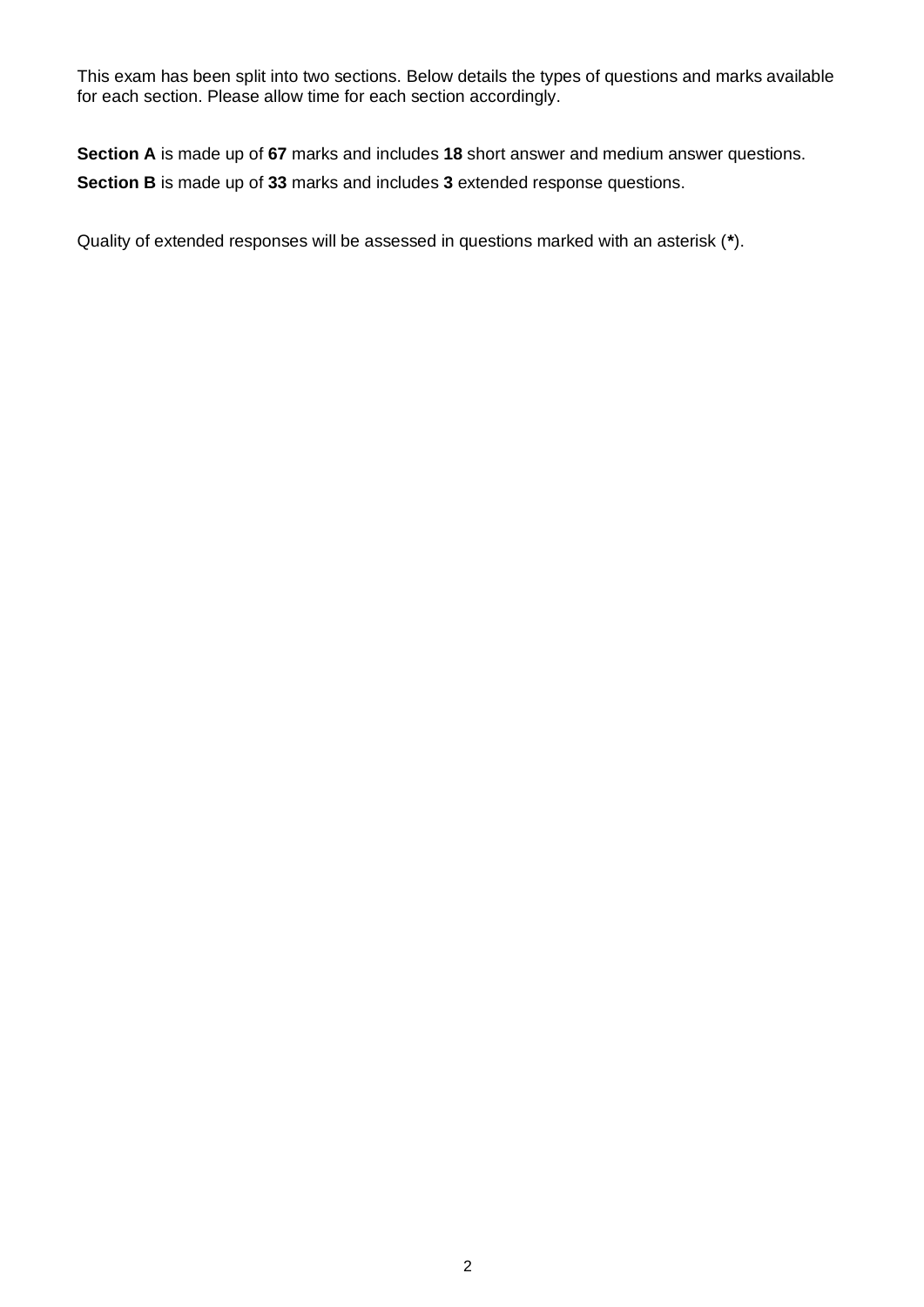This exam has been split into two sections. Below details the types of questions and marks available for each section. Please allow time for each section accordingly.

**Section A** is made up of **67** marks and includes **18** short answer and medium answer questions.

**Section B** is made up of **33** marks and includes **3** extended response questions.

Quality of extended responses will be assessed in questions marked with an asterisk (**\***).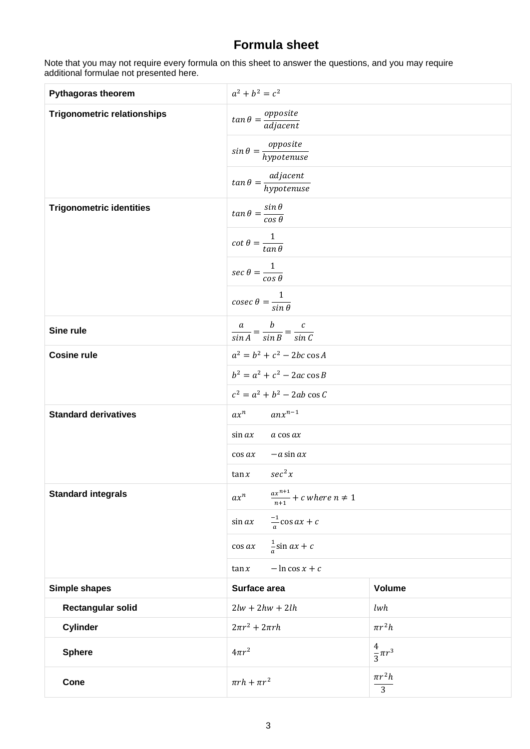# Formula sheet

Note that you may not require every formula on this sheet to answer the questions, and you may require additional formulae not presented here.

| | | |
|---|---|---|
| **Pythagoras theorem** | $a^2 + b^2 = c^2$ | |
| **Trigonometric relationships** | $tan\,\theta = \frac{opposite}{adjacent}$ | |
| | $sin\,\theta = \frac{opposite}{hypotenuse}$ | |
| | $tan\,\theta = \frac{adjacent}{hypotenuse}$ | |
| **Trigonometric identities** | $tan\,\theta = \frac{sin\,\theta}{cos\,\theta}$ | |
| | $cot\,\theta = \frac{1}{tan\,\theta}$ | |
| | $sec\,\theta = \frac{1}{cos\,\theta}$ | |
| | $cosec\,\theta = \frac{1}{sin\,\theta}$ | |
| **Sine rule** | $\frac{a}{sin\,A} = \frac{b}{sin\,B} = \frac{c}{sin\,C}$ | |
| **Cosine rule** | $a^2 = b^2 + c^2 - 2bc\cos A$ | |
| | $b^2 = a^2 + c^2 - 2ac\cos B$ | |
| | $c^2 = a^2 + b^2 - 2ab\cos C$ | |
| **Standard derivatives** | $ax^n \quad anx^{n-1}$ | |
| | $\sin ax \quad a\cos ax$ | |
| | $\cos ax \quad -a\sin ax$ | |
| | $\tan x \quad sec^2 x$ | |
| **Standard integrals** | $ax^n \quad \frac{ax^{n+1}}{n+1} + c\ where\ n \neq 1$ | |
| | $\sin ax \quad \frac{-1}{a}\cos ax + c$ | |
| | $\cos ax \quad \frac{1}{a}\sin ax + c$ | |
| | $\tan x \quad -\ln\cos x + c$ | |
| **Simple shapes** | **Surface area** | **Volume** |
| **Rectangular solid** | $2lw + 2hw + 2lh$ | $lwh$ |
| **Cylinder** | $2\pi r^2 + 2\pi rh$ | $\pi r^2 h$ |
| **Sphere** | $4\pi r^2$ | $\frac{4}{3}\pi r^3$ |
| **Cone** | $\pi rh + \pi r^2$ | $\frac{\pi r^2 h}{3}$ |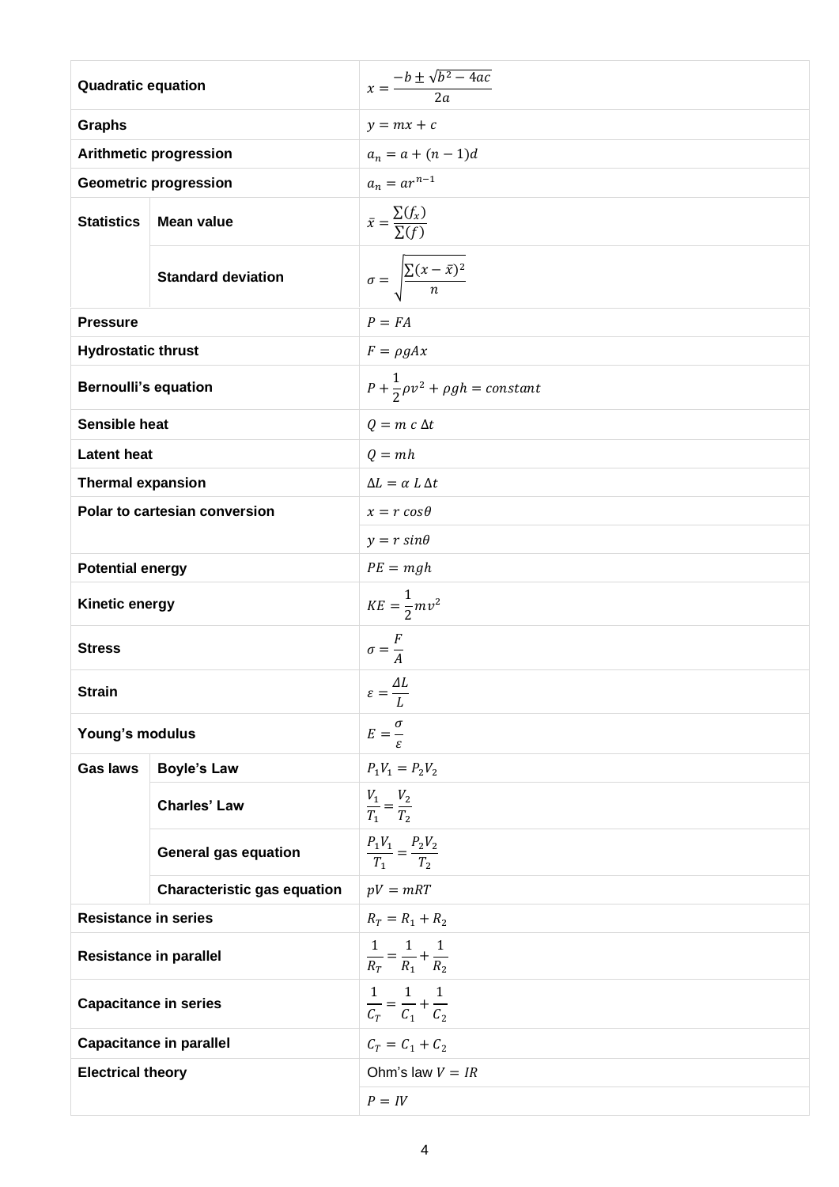| | | |
|---|---|---|
| **Quadratic equation** | | $x = \frac{-b \pm \sqrt{b^2 - 4ac}}{2a}$ |
| **Graphs** | | $y = mx + c$ |
| **Arithmetic progression** | | $a_n = a + (n-1)d$ |
| **Geometric progression** | | $a_n = ar^{n-1}$ |
| **Statistics** | **Mean value** | $\bar{x} = \frac{\sum(f_x)}{\sum(f)}$ |
| | **Standard deviation** | $\sigma = \sqrt{\frac{\sum(x - \bar{x})^2}{n}}$ |
| **Pressure** | | $P = FA$ |
| **Hydrostatic thrust** | | $F = \rho g A x$ |
| **Bernoulli's equation** | | $P + \frac{1}{2}\rho v^2 + \rho g h = constant$ |
| **Sensible heat** | | $Q = m\ c\ \Delta t$ |
| **Latent heat** | | $Q = mh$ |
| **Thermal expansion** | | $\Delta L = \alpha\ L\ \Delta t$ |
| **Polar to cartesian conversion** | | $x = r\ cos\theta$ |
| | | $y = r\ sin\theta$ |
| **Potential energy** | | $PE = mgh$ |
| **Kinetic energy** | | $KE = \frac{1}{2}mv^2$ |
| **Stress** | | $\sigma = \frac{F}{A}$ |
| **Strain** | | $\varepsilon = \frac{\Delta L}{L}$ |
| **Young's modulus** | | $E = \frac{\sigma}{\varepsilon}$ |
| **Gas laws** | **Boyle's Law** | $P_1V_1 = P_2V_2$ |
| | **Charles' Law** | $\frac{V_1}{T_1} = \frac{V_2}{T_2}$ |
| | **General gas equation** | $\frac{P_1V_1}{T_1} = \frac{P_2V_2}{T_2}$ |
| | **Characteristic gas equation** | $pV = mRT$ |
| **Resistance in series** | | $R_T = R_1 + R_2$ |
| **Resistance in parallel** | | $\frac{1}{R_T} = \frac{1}{R_1} + \frac{1}{R_2}$ |
| **Capacitance in series** | | $\frac{1}{C_T} = \frac{1}{C_1} + \frac{1}{C_2}$ |
| **Capacitance in parallel** | | $C_T = C_1 + C_2$ |
| **Electrical theory** | | Ohm's law $V = IR$ |
| | | $P = IV$ |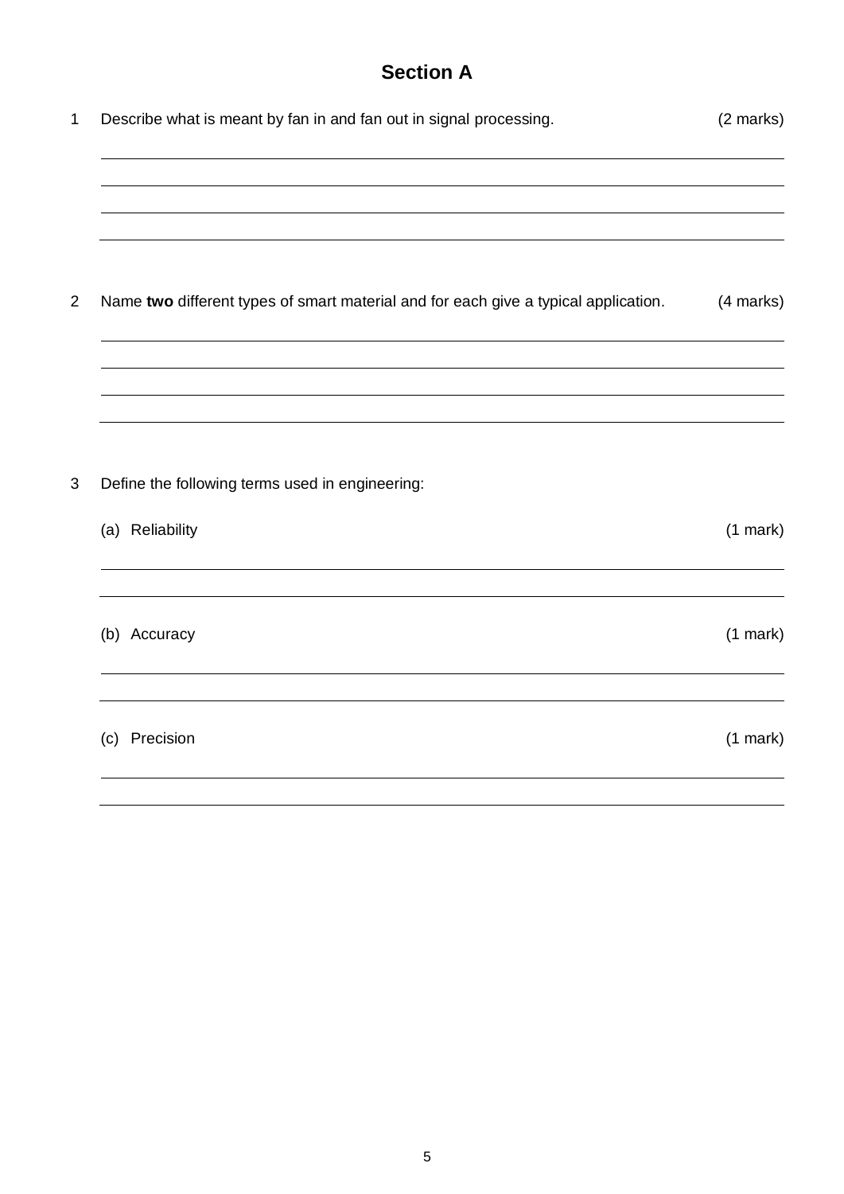## Section A

1 Describe what is meant by fan in and fan out in signal processing. (2 marks)

2 Name **two** different types of smart material and for each give a typical application. (4 marks)

3 Define the following terms used in engineering:

(a) Reliability (1 mark)

(b) Accuracy (1 mark)

(c) Precision (1 mark)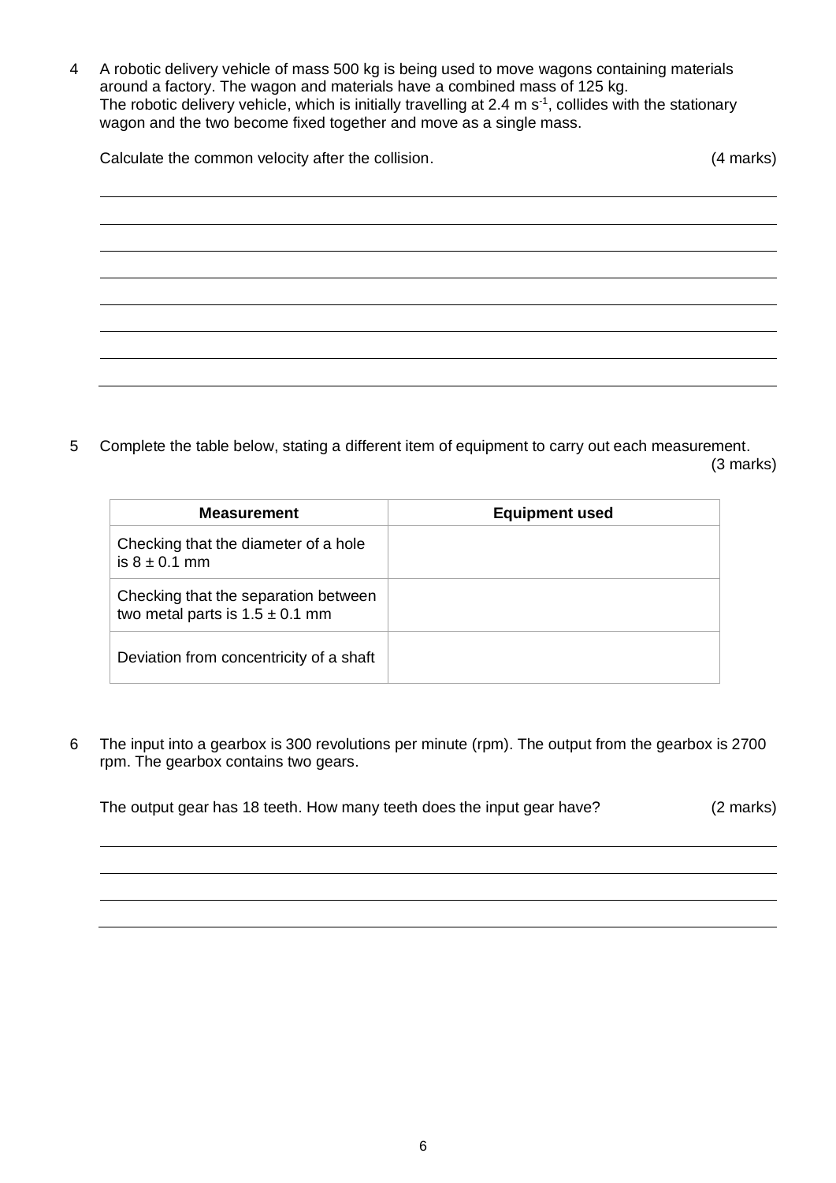4 A robotic delivery vehicle of mass 500 kg is being used to move wagons containing materials around a factory. The wagon and materials have a combined mass of 125 kg.
The robotic delivery vehicle, which is initially travelling at 2.4 m s$^{-1}$, collides with the stationary wagon and the two become fixed together and move as a single mass.

Calculate the common velocity after the collision. (4 marks)

5 Complete the table below, stating a different item of equipment to carry out each measurement. (3 marks)

| Measurement | Equipment used |
|---|---|
| Checking that the diameter of a hole is $8 \pm 0.1$ mm | |
| Checking that the separation between two metal parts is $1.5 \pm 0.1$ mm | |
| Deviation from concentricity of a shaft | |

6 The input into a gearbox is 300 revolutions per minute (rpm). The output from the gearbox is 2700 rpm. The gearbox contains two gears.

The output gear has 18 teeth. How many teeth does the input gear have? (2 marks)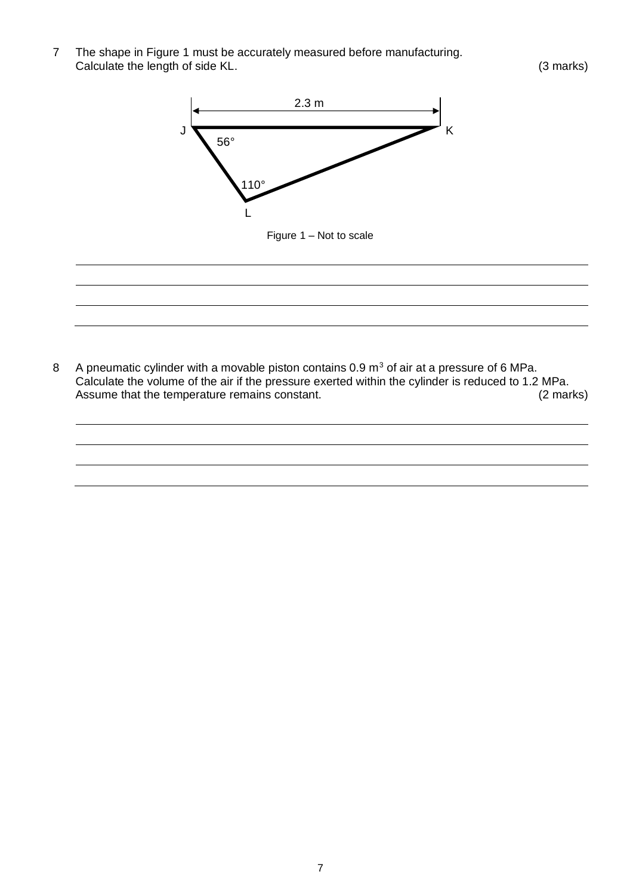7 The shape in Figure 1 must be accurately measured before manufacturing.
Calculate the length of side KL. (3 marks)

Figure 1 – Not to scale

8 A pneumatic cylinder with a movable piston contains 0.9 $m^3$ of air at a pressure of 6 MPa.
Calculate the volume of the air if the pressure exerted within the cylinder is reduced to 1.2 MPa.
Assume that the temperature remains constant. (2 marks)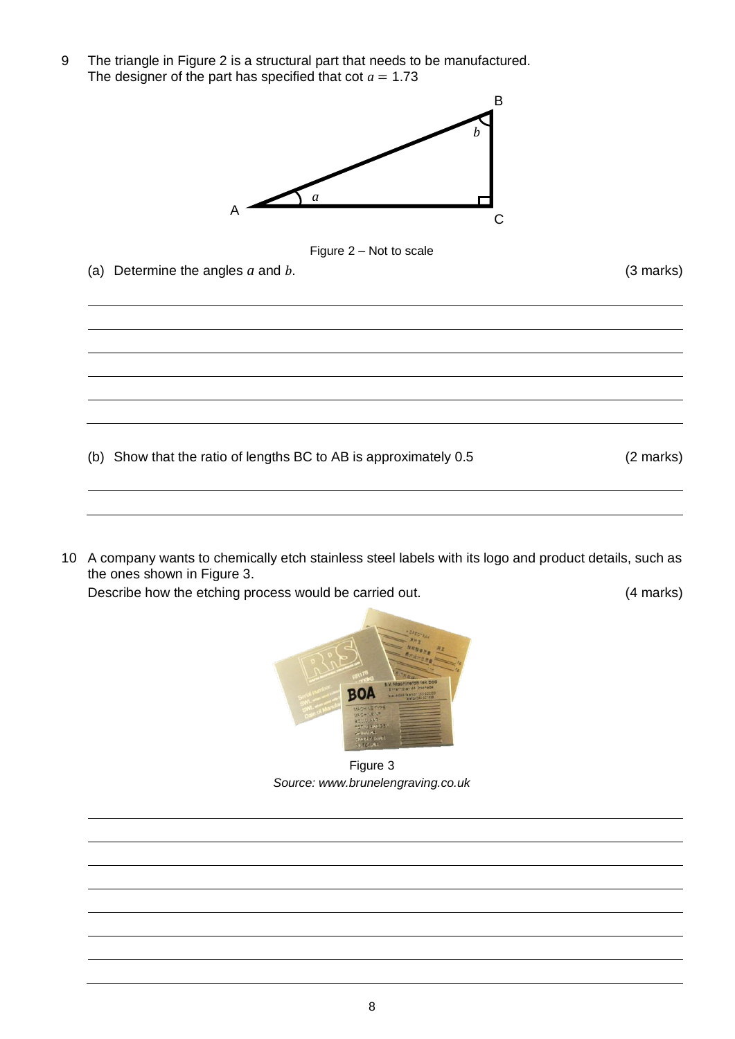9 The triangle in Figure 2 is a structural part that needs to be manufactured.
The designer of the part has specified that cot $a = 1.73$

Figure 2 – Not to scale

(a) Determine the angles $a$ and $b$. (3 marks)

(b) Show that the ratio of lengths BC to AB is approximately 0.5 (2 marks)

10 A company wants to chemically etch stainless steel labels with its logo and product details, such as the ones shown in Figure 3.
Describe how the etching process would be carried out. (4 marks)

Figure 3
*Source: www.brunelengraving.co.uk*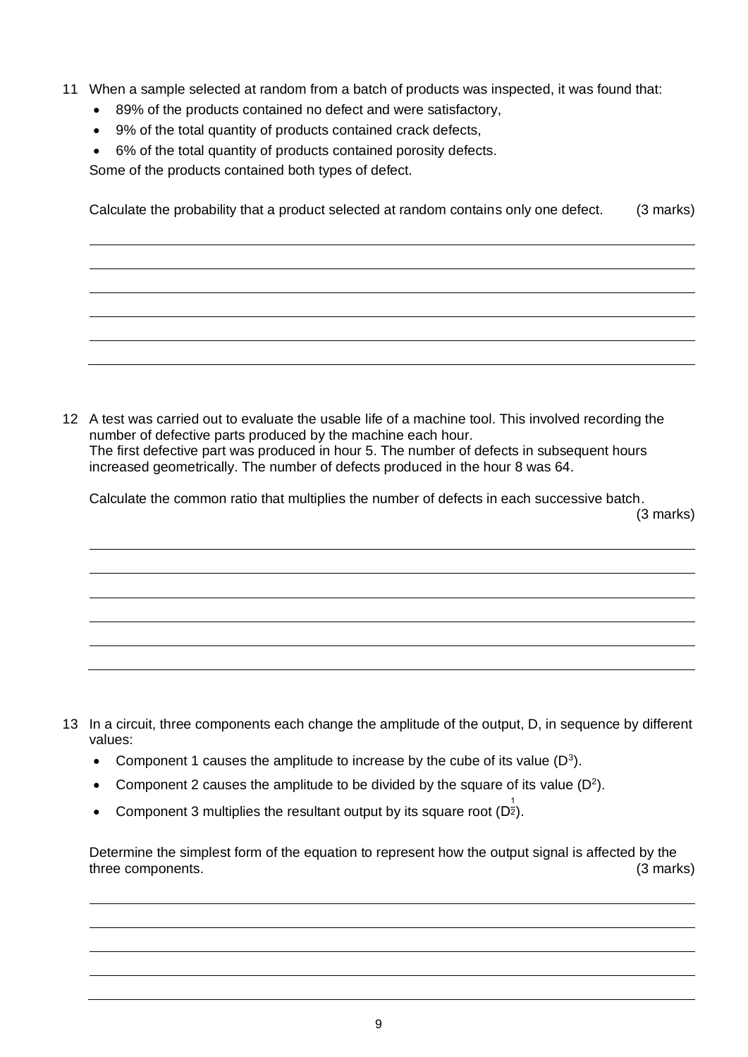11 When a sample selected at random from a batch of products was inspected, it was found that:

- 89% of the products contained no defect and were satisfactory,
- 9% of the total quantity of products contained crack defects,
- 6% of the total quantity of products contained porosity defects.

Some of the products contained both types of defect.

Calculate the probability that a product selected at random contains only one defect. (3 marks)

12 A test was carried out to evaluate the usable life of a machine tool. This involved recording the number of defective parts produced by the machine each hour.
The first defective part was produced in hour 5. The number of defects in subsequent hours increased geometrically. The number of defects produced in the hour 8 was 64.

Calculate the common ratio that multiplies the number of defects in each successive batch.
(3 marks)

13 In a circuit, three components each change the amplitude of the output, D, in sequence by different values:

- Component 1 causes the amplitude to increase by the cube of its value ($D^3$).
- Component 2 causes the amplitude to be divided by the square of its value ($D^2$).
- Component 3 multiplies the resultant output by its square root ($D^{\frac{1}{2}}$).

Determine the simplest form of the equation to represent how the output signal is affected by the three components. (3 marks)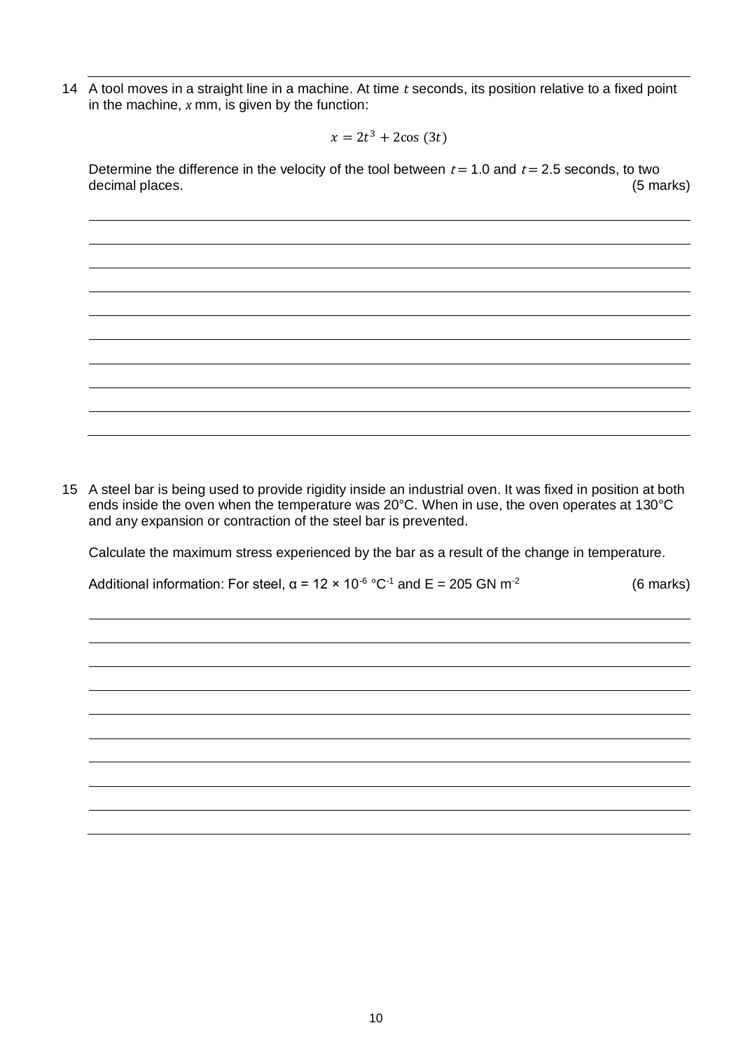14 A tool moves in a straight line in a machine. At time $t$ seconds, its position relative to a fixed point in the machine, $x$ mm, is given by the function:

$$x = 2t^3 + 2\cos(3t)$$

Determine the difference in the velocity of the tool between $t = 1.0$ and $t = 2.5$ seconds, to two decimal places. (5 marks)

15 A steel bar is being used to provide rigidity inside an industrial oven. It was fixed in position at both ends inside the oven when the temperature was 20°C. When in use, the oven operates at 130°C and any expansion or contraction of the steel bar is prevented.

Calculate the maximum stress experienced by the bar as a result of the change in temperature.

Additional information: For steel, $\alpha = 12 \times 10^{-6}$ °C$^{-1}$ and E = 205 GN m$^{-2}$ (6 marks)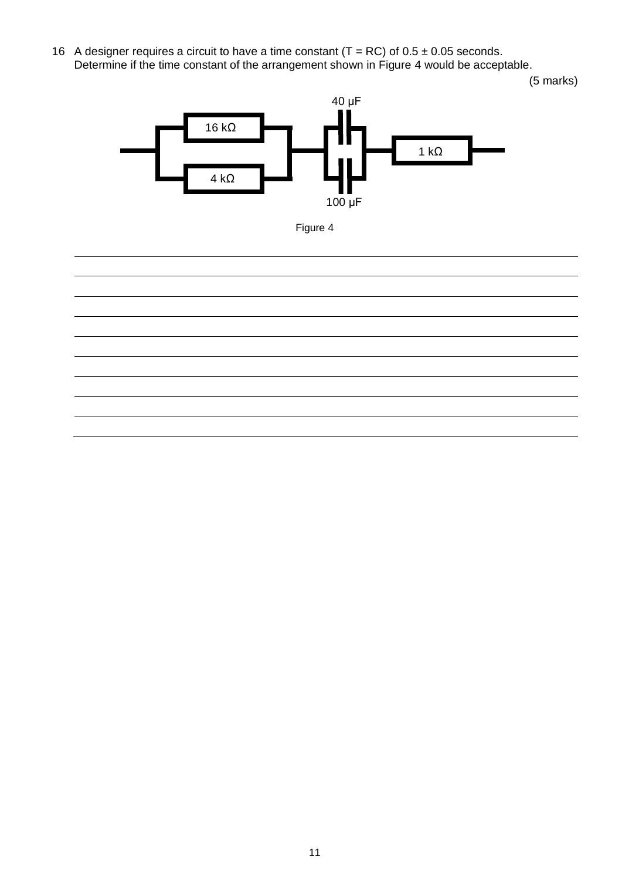16 A designer requires a circuit to have a time constant ($T = RC$) of $0.5 \pm 0.05$ seconds. Determine if the time constant of the arrangement shown in Figure 4 would be acceptable.

(5 marks)

Figure 4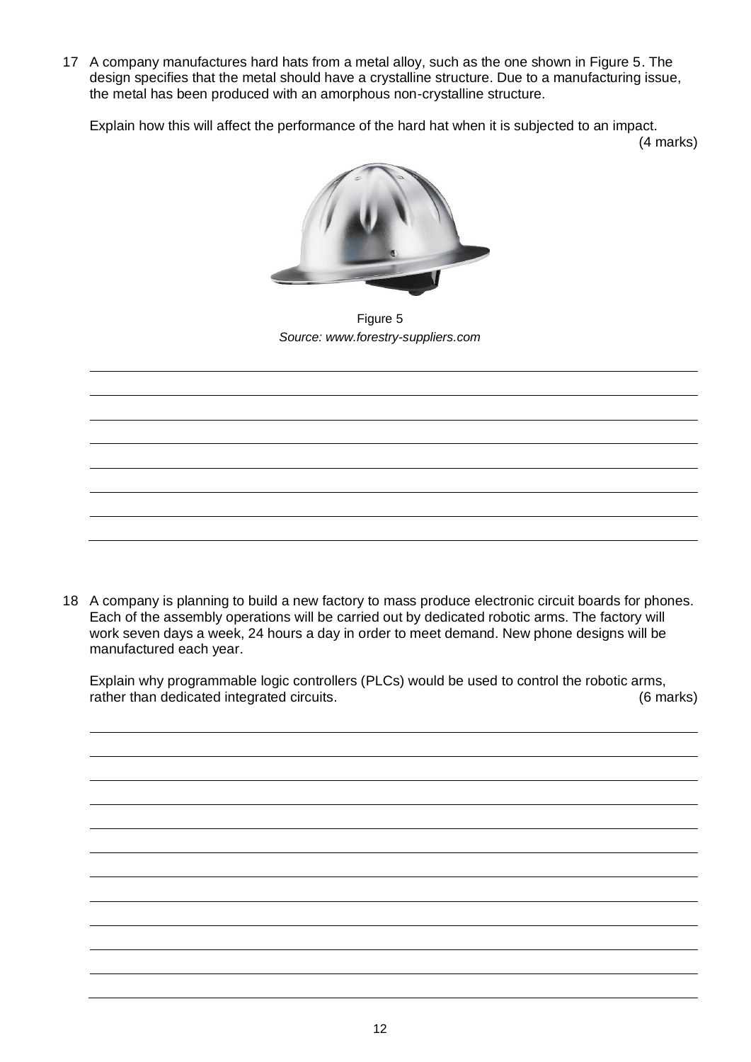17 A company manufactures hard hats from a metal alloy, such as the one shown in Figure 5. The design specifies that the metal should have a crystalline structure. Due to a manufacturing issue, the metal has been produced with an amorphous non-crystalline structure.

Explain how this will affect the performance of the hard hat when it is subjected to an impact. (4 marks)

Figure 5

*Source: www.forestry-suppliers.com*

18 A company is planning to build a new factory to mass produce electronic circuit boards for phones. Each of the assembly operations will be carried out by dedicated robotic arms. The factory will work seven days a week, 24 hours a day in order to meet demand. New phone designs will be manufactured each year.

Explain why programmable logic controllers (PLCs) would be used to control the robotic arms, rather than dedicated integrated circuits. (6 marks)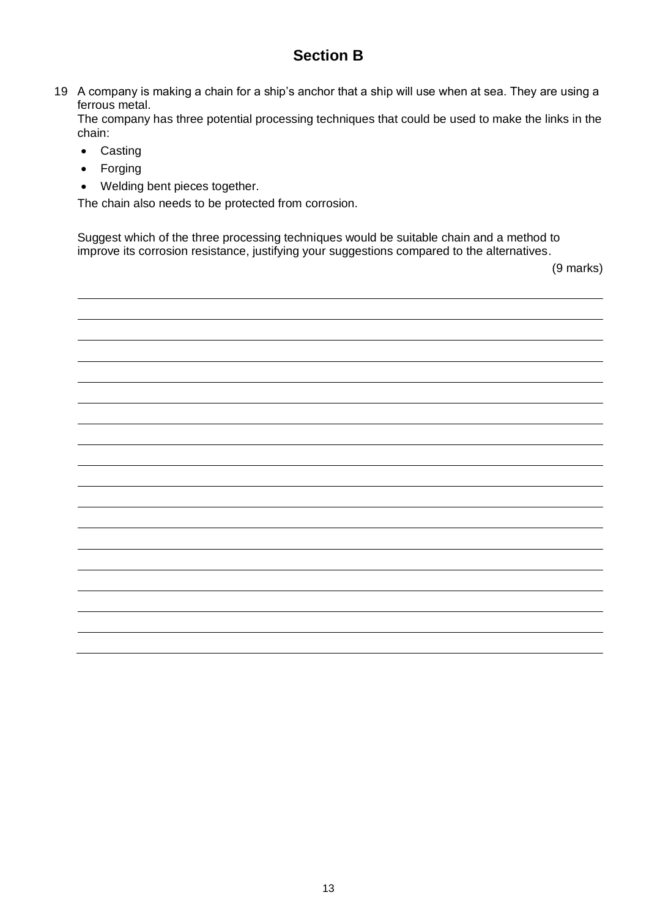## Section B

19 A company is making a chain for a ship's anchor that a ship will use when at sea. They are using a ferrous metal.

The company has three potential processing techniques that could be used to make the links in the chain:

- Casting
- Forging
- Welding bent pieces together.

The chain also needs to be protected from corrosion.

Suggest which of the three processing techniques would be suitable chain and a method to improve its corrosion resistance, justifying your suggestions compared to the alternatives.

(9 marks)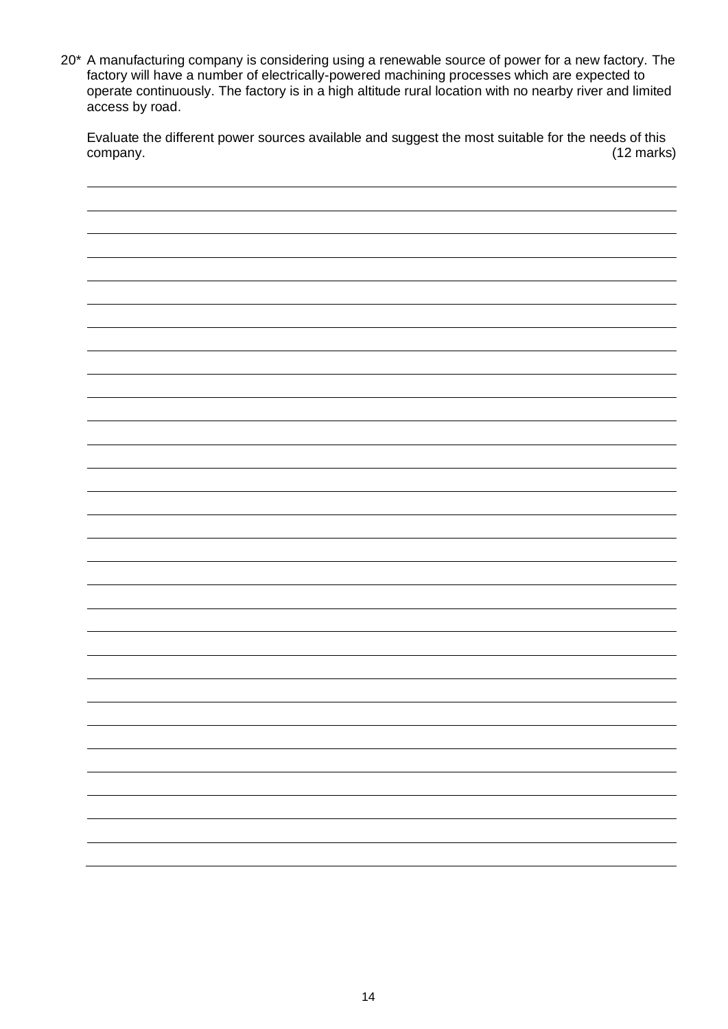20* A manufacturing company is considering using a renewable source of power for a new factory. The factory will have a number of electrically-powered machining processes which are expected to operate continuously. The factory is in a high altitude rural location with no nearby river and limited access by road.

Evaluate the different power sources available and suggest the most suitable for the needs of this company. (12 marks)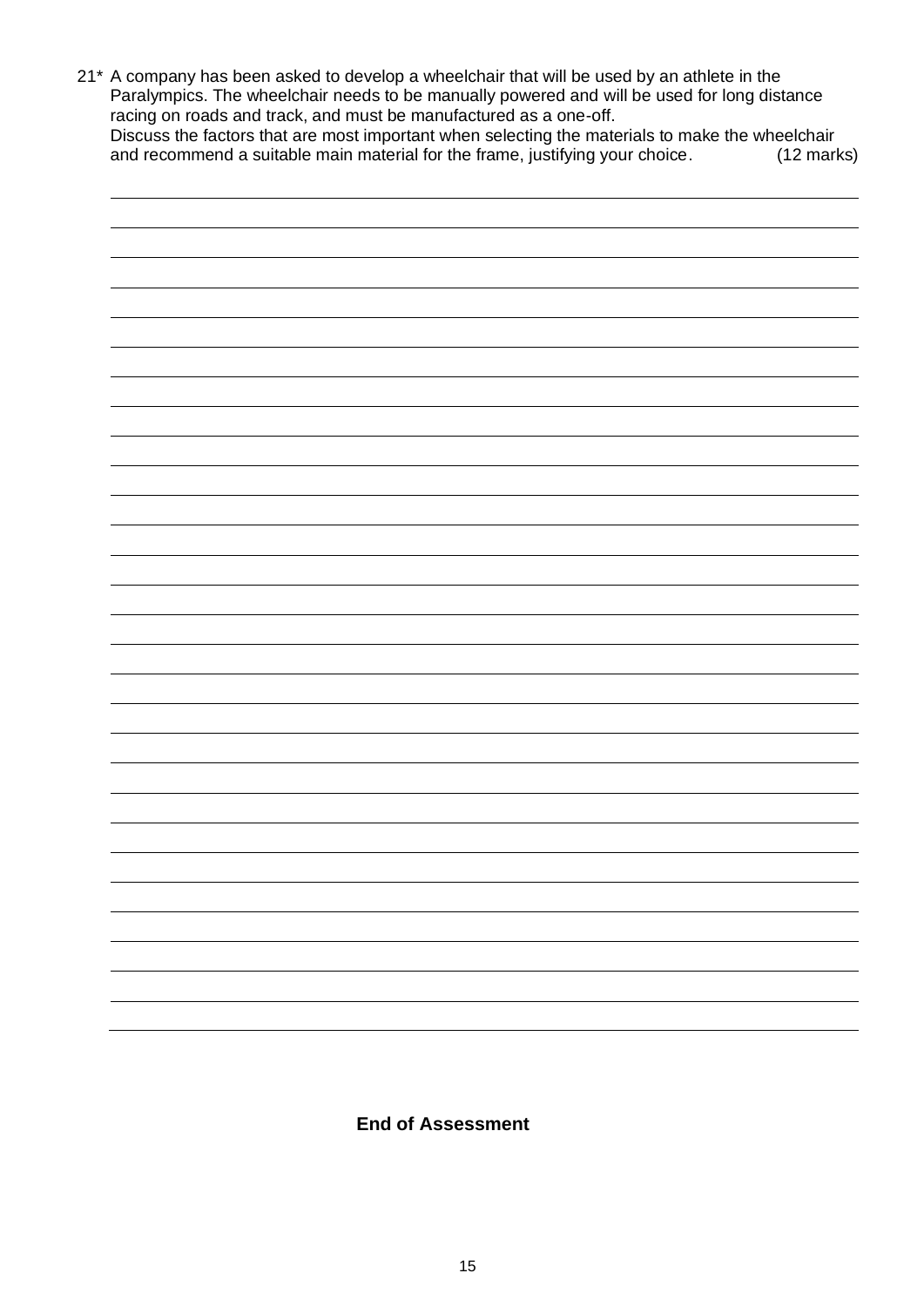21* A company has been asked to develop a wheelchair that will be used by an athlete in the Paralympics. The wheelchair needs to be manually powered and will be used for long distance racing on roads and track, and must be manufactured as a one-off.
Discuss the factors that are most important when selecting the materials to make the wheelchair and recommend a suitable main material for the frame, justifying your choice. (12 marks)

**End of Assessment**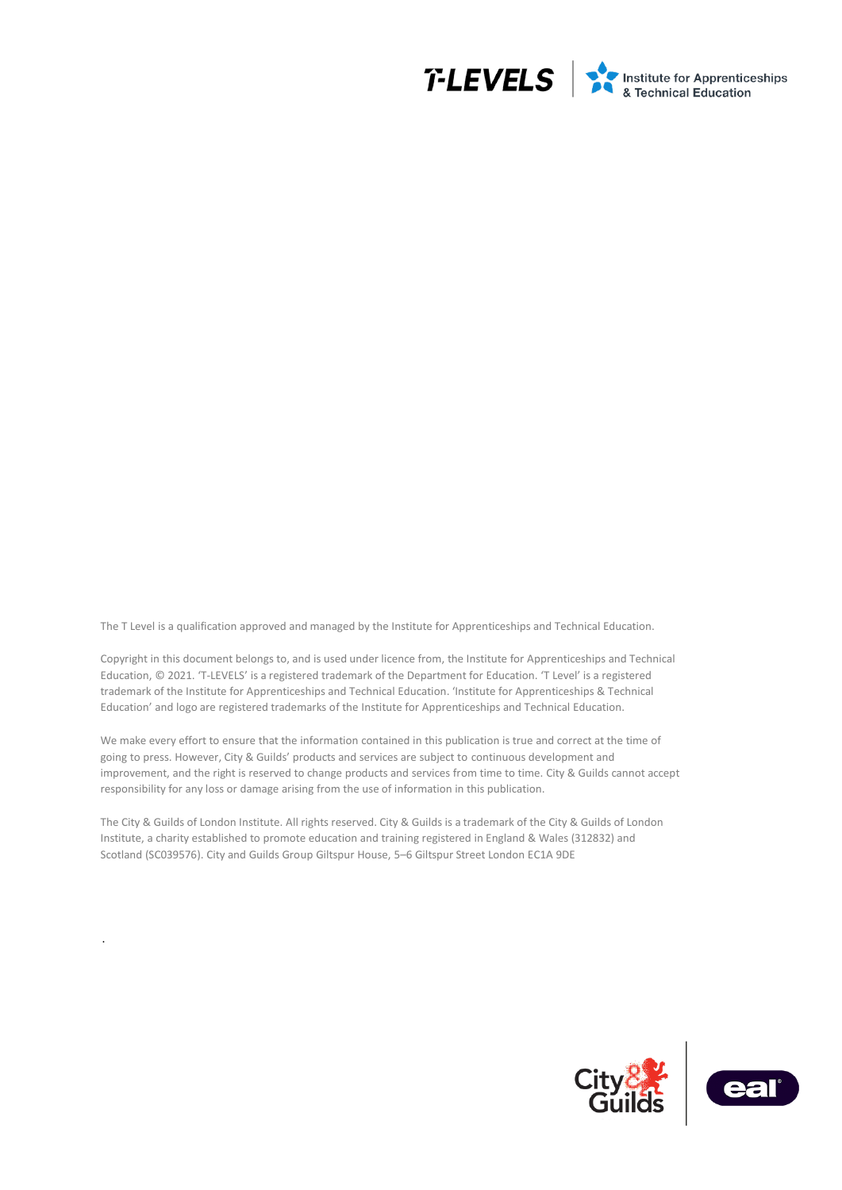The T Level is a qualification approved and managed by the Institute for Apprenticeships and Technical Education.

Copyright in this document belongs to, and is used under licence from, the Institute for Apprenticeships and Technical Education, © 2021. 'T-LEVELS' is a registered trademark of the Department for Education. 'T Level' is a registered trademark of the Institute for Apprenticeships and Technical Education. 'Institute for Apprenticeships & Technical Education' and logo are registered trademarks of the Institute for Apprenticeships and Technical Education.

We make every effort to ensure that the information contained in this publication is true and correct at the time of going to press. However, City & Guilds' products and services are subject to continuous development and improvement, and the right is reserved to change products and services from time to time. City & Guilds cannot accept responsibility for any loss or damage arising from the use of information in this publication.

The City & Guilds of London Institute. All rights reserved. City & Guilds is a trademark of the City & Guilds of London Institute, a charity established to promote education and training registered in England & Wales (312832) and Scotland (SC039576). City and Guilds Group Giltspur House, 5–6 Giltspur Street London EC1A 9DE